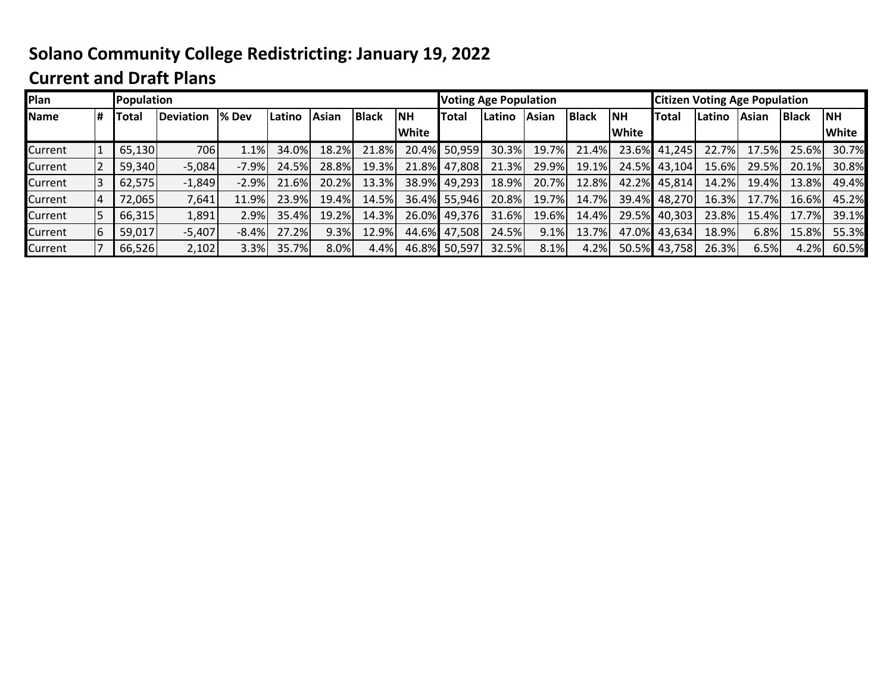# Solano Community College Redistricting: January 19, 2022

## Current and Draft Plans

| Plan | | Population | | | | | | | Voting Age Population | | | | | Citizen Voting Age Population | | | | |
|---|---|---|---|---|---|---|---|---|---|---|---|---|---|---|---|---|---|---|
| Name | # | Total | Deviation | % Dev | Latino | Asian | Black | NH White | Total | Latino | Asian | Black | NH White | Total | Latino | Asian | Black | NH White |
| Current | 1 | 65,130 | 706 | 1.1% | 34.0% | 18.2% | 21.8% | 20.4% | 50,959 | 30.3% | 19.7% | 21.4% | 23.6% | 41,245 | 22.7% | 17.5% | 25.6% | 30.7% |
| Current | 2 | 59,340 | -5,084 | -7.9% | 24.5% | 28.8% | 19.3% | 21.8% | 47,808 | 21.3% | 29.9% | 19.1% | 24.5% | 43,104 | 15.6% | 29.5% | 20.1% | 30.8% |
| Current | 3 | 62,575 | -1,849 | -2.9% | 21.6% | 20.2% | 13.3% | 38.9% | 49,293 | 18.9% | 20.7% | 12.8% | 42.2% | 45,814 | 14.2% | 19.4% | 13.8% | 49.4% |
| Current | 4 | 72,065 | 7,641 | 11.9% | 23.9% | 19.4% | 14.5% | 36.4% | 55,946 | 20.8% | 19.7% | 14.7% | 39.4% | 48,270 | 16.3% | 17.7% | 16.6% | 45.2% |
| Current | 5 | 66,315 | 1,891 | 2.9% | 35.4% | 19.2% | 14.3% | 26.0% | 49,376 | 31.6% | 19.6% | 14.4% | 29.5% | 40,303 | 23.8% | 15.4% | 17.7% | 39.1% |
| Current | 6 | 59,017 | -5,407 | -8.4% | 27.2% | 9.3% | 12.9% | 44.6% | 47,508 | 24.5% | 9.1% | 13.7% | 47.0% | 43,634 | 18.9% | 6.8% | 15.8% | 55.3% |
| Current | 7 | 66,526 | 2,102 | 3.3% | 35.7% | 8.0% | 4.4% | 46.8% | 50,597 | 32.5% | 8.1% | 4.2% | 50.5% | 43,758 | 26.3% | 6.5% | 4.2% | 60.5% |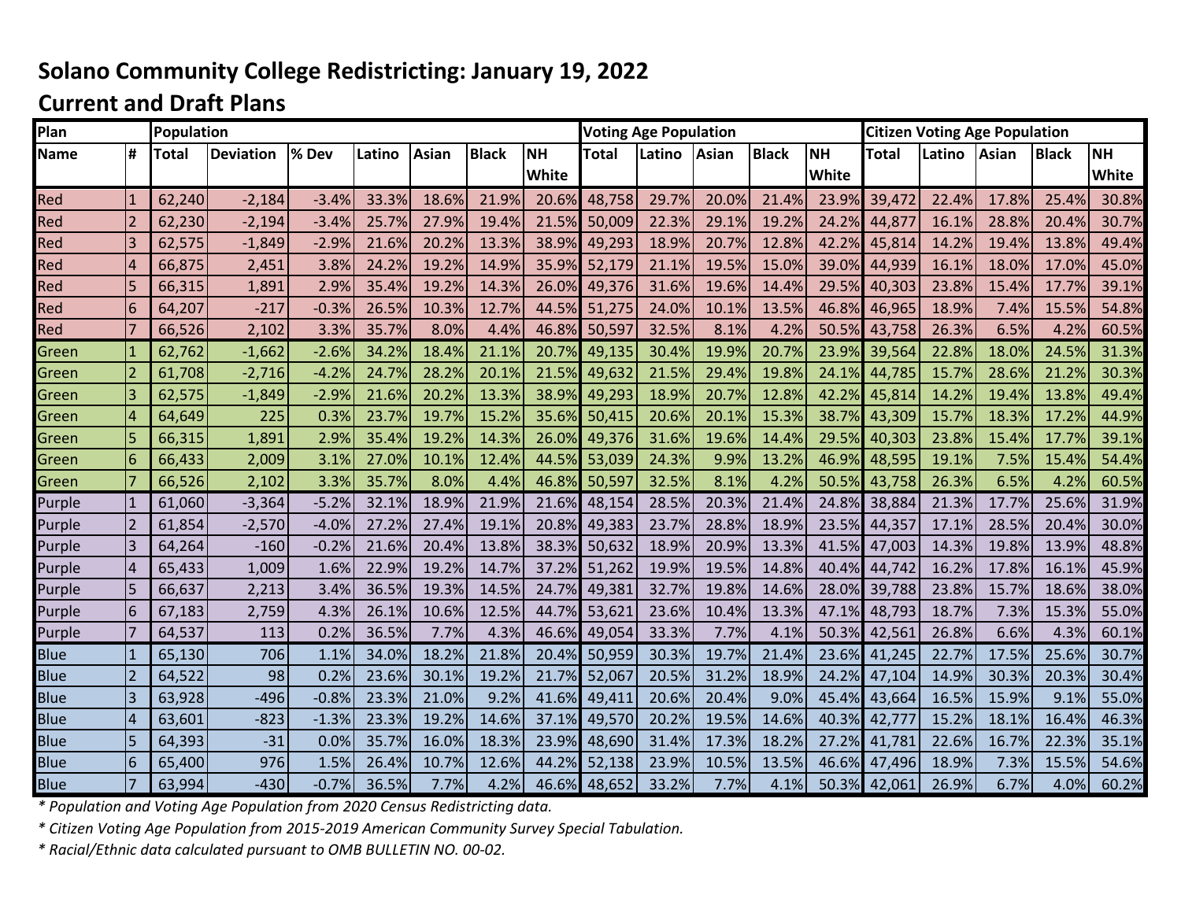## Solano Community College Redistricting: January 19, 2022

## Current and Draft Plans

| Plan | | Population | | | | | | | Voting Age Population | | | | | Citizen Voting Age Population | | | | |
|---|---|---|---|---|---|---|---|---|---|---|---|---|---|---|---|---|---|---|
| Name | # | Total | Deviation | % Dev | Latino | Asian | Black | NH White | Total | Latino | Asian | Black | NH White | Total | Latino | Asian | Black | NH White |
| Red | 1 | 62,240 | -2,184 | -3.4% | 33.3% | 18.6% | 21.9% | 20.6% | 48,758 | 29.7% | 20.0% | 21.4% | 23.9% | 39,472 | 22.4% | 17.8% | 25.4% | 30.8% |
| Red | 2 | 62,230 | -2,194 | -3.4% | 25.7% | 27.9% | 19.4% | 21.5% | 50,009 | 22.3% | 29.1% | 19.2% | 24.2% | 44,877 | 16.1% | 28.8% | 20.4% | 30.7% |
| Red | 3 | 62,575 | -1,849 | -2.9% | 21.6% | 20.2% | 13.3% | 38.9% | 49,293 | 18.9% | 20.7% | 12.8% | 42.2% | 45,814 | 14.2% | 19.4% | 13.8% | 49.4% |
| Red | 4 | 66,875 | 2,451 | 3.8% | 24.2% | 19.2% | 14.9% | 35.9% | 52,179 | 21.1% | 19.5% | 15.0% | 39.0% | 44,939 | 16.1% | 18.0% | 17.0% | 45.0% |
| Red | 5 | 66,315 | 1,891 | 2.9% | 35.4% | 19.2% | 14.3% | 26.0% | 49,376 | 31.6% | 19.6% | 14.4% | 29.5% | 40,303 | 23.8% | 15.4% | 17.7% | 39.1% |
| Red | 6 | 64,207 | -217 | -0.3% | 26.5% | 10.3% | 12.7% | 44.5% | 51,275 | 24.0% | 10.1% | 13.5% | 46.8% | 46,965 | 18.9% | 7.4% | 15.5% | 54.8% |
| Red | 7 | 66,526 | 2,102 | 3.3% | 35.7% | 8.0% | 4.4% | 46.8% | 50,597 | 32.5% | 8.1% | 4.2% | 50.5% | 43,758 | 26.3% | 6.5% | 4.2% | 60.5% |
| Green | 1 | 62,762 | -1,662 | -2.6% | 34.2% | 18.4% | 21.1% | 20.7% | 49,135 | 30.4% | 19.9% | 20.7% | 23.9% | 39,564 | 22.8% | 18.0% | 24.5% | 31.3% |
| Green | 2 | 61,708 | -2,716 | -4.2% | 24.7% | 28.2% | 20.1% | 21.5% | 49,632 | 21.5% | 29.4% | 19.8% | 24.1% | 44,785 | 15.7% | 28.6% | 21.2% | 30.3% |
| Green | 3 | 62,575 | -1,849 | -2.9% | 21.6% | 20.2% | 13.3% | 38.9% | 49,293 | 18.9% | 20.7% | 12.8% | 42.2% | 45,814 | 14.2% | 19.4% | 13.8% | 49.4% |
| Green | 4 | 64,649 | 225 | 0.3% | 23.7% | 19.7% | 15.2% | 35.6% | 50,415 | 20.6% | 20.1% | 15.3% | 38.7% | 43,309 | 15.7% | 18.3% | 17.2% | 44.9% |
| Green | 5 | 66,315 | 1,891 | 2.9% | 35.4% | 19.2% | 14.3% | 26.0% | 49,376 | 31.6% | 19.6% | 14.4% | 29.5% | 40,303 | 23.8% | 15.4% | 17.7% | 39.1% |
| Green | 6 | 66,433 | 2,009 | 3.1% | 27.0% | 10.1% | 12.4% | 44.5% | 53,039 | 24.3% | 9.9% | 13.2% | 46.9% | 48,595 | 19.1% | 7.5% | 15.4% | 54.4% |
| Green | 7 | 66,526 | 2,102 | 3.3% | 35.7% | 8.0% | 4.4% | 46.8% | 50,597 | 32.5% | 8.1% | 4.2% | 50.5% | 43,758 | 26.3% | 6.5% | 4.2% | 60.5% |
| Purple | 1 | 61,060 | -3,364 | -5.2% | 32.1% | 18.9% | 21.9% | 21.6% | 48,154 | 28.5% | 20.3% | 21.4% | 24.8% | 38,884 | 21.3% | 17.7% | 25.6% | 31.9% |
| Purple | 2 | 61,854 | -2,570 | -4.0% | 27.2% | 27.4% | 19.1% | 20.8% | 49,383 | 23.7% | 28.8% | 18.9% | 23.5% | 44,357 | 17.1% | 28.5% | 20.4% | 30.0% |
| Purple | 3 | 64,264 | -160 | -0.2% | 21.6% | 20.4% | 13.8% | 38.3% | 50,632 | 18.9% | 20.9% | 13.3% | 41.5% | 47,003 | 14.3% | 19.8% | 13.9% | 48.8% |
| Purple | 4 | 65,433 | 1,009 | 1.6% | 22.9% | 19.2% | 14.7% | 37.2% | 51,262 | 19.9% | 19.5% | 14.8% | 40.4% | 44,742 | 16.2% | 17.8% | 16.1% | 45.9% |
| Purple | 5 | 66,637 | 2,213 | 3.4% | 36.5% | 19.3% | 14.5% | 24.7% | 49,381 | 32.7% | 19.8% | 14.6% | 28.0% | 39,788 | 23.8% | 15.7% | 18.6% | 38.0% |
| Purple | 6 | 67,183 | 2,759 | 4.3% | 26.1% | 10.6% | 12.5% | 44.7% | 53,621 | 23.6% | 10.4% | 13.3% | 47.1% | 48,793 | 18.7% | 7.3% | 15.3% | 55.0% |
| Purple | 7 | 64,537 | 113 | 0.2% | 36.5% | 7.7% | 4.3% | 46.6% | 49,054 | 33.3% | 7.7% | 4.1% | 50.3% | 42,561 | 26.8% | 6.6% | 4.3% | 60.1% |
| Blue | 1 | 65,130 | 706 | 1.1% | 34.0% | 18.2% | 21.8% | 20.4% | 50,959 | 30.3% | 19.7% | 21.4% | 23.6% | 41,245 | 22.7% | 17.5% | 25.6% | 30.7% |
| Blue | 2 | 64,522 | 98 | 0.2% | 23.6% | 30.1% | 19.2% | 21.7% | 52,067 | 20.5% | 31.2% | 18.9% | 24.2% | 47,104 | 14.9% | 30.3% | 20.3% | 30.4% |
| Blue | 3 | 63,928 | -496 | -0.8% | 23.3% | 21.0% | 9.2% | 41.6% | 49,411 | 20.6% | 20.4% | 9.0% | 45.4% | 43,664 | 16.5% | 15.9% | 9.1% | 55.0% |
| Blue | 4 | 63,601 | -823 | -1.3% | 23.3% | 19.2% | 14.6% | 37.1% | 49,570 | 20.2% | 19.5% | 14.6% | 40.3% | 42,777 | 15.2% | 18.1% | 16.4% | 46.3% |
| Blue | 5 | 64,393 | -31 | 0.0% | 35.7% | 16.0% | 18.3% | 23.9% | 48,690 | 31.4% | 17.3% | 18.2% | 27.2% | 41,781 | 22.6% | 16.7% | 22.3% | 35.1% |
| Blue | 6 | 65,400 | 976 | 1.5% | 26.4% | 10.7% | 12.6% | 44.2% | 52,138 | 23.9% | 10.5% | 13.5% | 46.6% | 47,496 | 18.9% | 7.3% | 15.5% | 54.6% |
| Blue | 7 | 63,994 | -430 | -0.7% | 36.5% | 7.7% | 4.2% | 46.6% | 48,652 | 33.2% | 7.7% | 4.1% | 50.3% | 42,061 | 26.9% | 6.7% | 4.0% | 60.2% |

*\* Population and Voting Age Population from 2020 Census Redistricting data.*

*\* Citizen Voting Age Population from 2015-2019 American Community Survey Special Tabulation.*

*\* Racial/Ethnic data calculated pursuant to OMB BULLETIN NO. 00-02.*